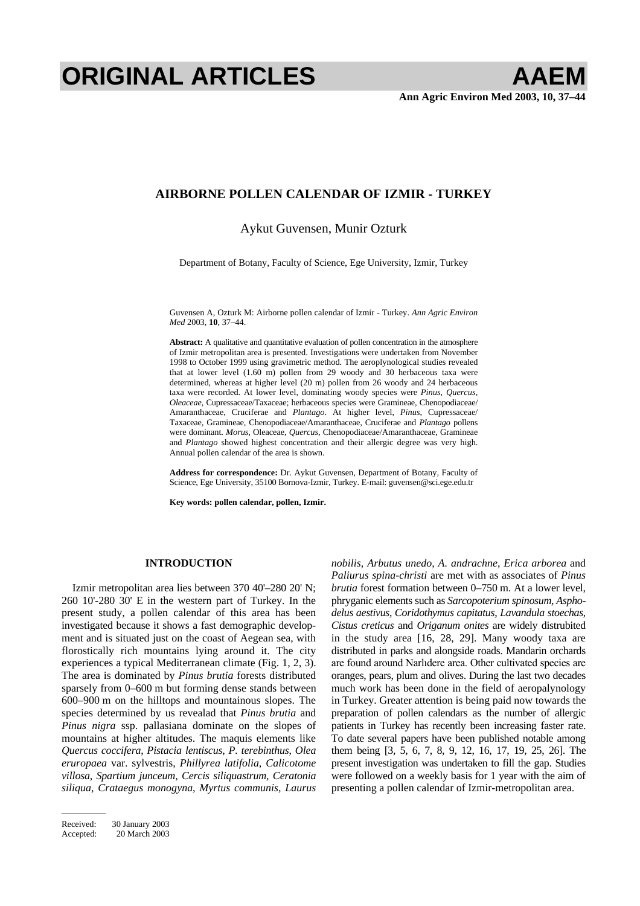# ORIGINAL ARTICLES

## AIRBORNE POLLEN CALENDAR OF IZMIR - TURKEY

Aykut Guvensen, Munir Ozturk

Department of Botany, Faculty of Science, Ege University, Izmir, Turkey

Guvensen A, Ozturk M: Airborne pollen calendar of Izmir - Turkey. *Ann Agric Environ Med* 2003, **10**, 37–44.

**Abstract:** A qualitative and quantitative evaluation of pollen concentration in the atmosphere of Izmir metropolitan area is presented. Investigations were undertaken from November 1998 to October 1999 using gravimetric method. The aeroplynological studies revealed that at lower level (1.60 m) pollen from 29 woody and 30 herbaceous taxa were determined, whereas at higher level (20 m) pollen from 26 woody and 24 herbaceous taxa were recorded. At lower level, dominating woody species were *Pinus*, *Quercus*, *Oleaceae*, Cupressaceae/Taxaceae; herbaceous species were Gramineae, Chenopodiaceae/Amaranthaceae, Cruciferae and *Plantago*. At higher level, *Pinus*, Cupressaceae/Taxaceae, Gramineae, Chenopodiaceae/Amaranthaceae, Cruciferae and *Plantago* pollens were dominant. *Morus*, Oleaceae, *Quercus*, Chenopodiaceae/Amaranthaceae, Gramineae and *Plantago* showed highest concentration and their allergic degree was very high. Annual pollen calendar of the area is shown.

**Address for correspondence:** Dr. Aykut Guvensen, Department of Botany, Faculty of Science, Ege University, 35100 Bornova-Izmir, Turkey. E-mail: guvensen@sci.ege.edu.tr

**Key words: pollen calendar, pollen, Izmir.**

### INTRODUCTION

Izmir metropolitan area lies between 370 40'–280 20' N; 260 10'-280 30' E in the western part of Turkey. In the present study, a pollen calendar of this area has been investigated because it shows a fast demographic development and is situated just on the coast of Aegean sea, with floristically rich mountains lying around it. The city experiences a typical Mediterranean climate (Fig. 1, 2, 3). The area is dominated by *Pinus brutia* forests distributed sparsely from 0–600 m but forming dense stands between 600–900 m on the hilltops and mountainous slopes. The species determined by us revealad that *Pinus brutia* and *Pinus nigra* ssp. pallasiana dominate on the slopes of mountains at higher altitudes. The maquis elements like *Quercus coccifera*, *Pistacia lentiscus*, *P. terebinthus*, *Olea eruropaea* var. sylvestris, *Phillyrea latifolia*, *Calicotome villosa*, *Spartium junceum*, *Cercis siliquastrum*, *Ceratonia siliqua*, *Crataegus monogyna*, *Myrtus communis*, *Laurus nobilis*, *Arbutus unedo*, *A. andrachne*, *Erica arborea* and *Paliurus spina-christi* are met with as associates of *Pinus brutia* forest formation between 0–750 m. At a lower level, phryganic elements such as *Sarcopoterium spinosum*, *Asphodelus aestivus*, *Coridothymus capitatus*, *Lavandula stoechas*, *Cistus creticus* and *Origanum onites* are widely distrubited in the study area [16, 28, 29]. Many woody taxa are distributed in parks and alongside roads. Mandarin orchards are found around Narlıdere area. Other cultivated species are oranges, pears, plum and olives. During the last two decades much work has been done in the field of aeropalynology in Turkey. Greater attention is being paid now towards the preparation of pollen calendars as the number of allergic patients in Turkey has recently been increasing faster rate. To date several papers have been published notable among them being [3, 5, 6, 7, 8, 9, 12, 16, 17, 19, 25, 26]. The present investigation was undertaken to fill the gap. Studies were followed on a weekly basis for 1 year with the aim of presenting a pollen calendar of Izmir-metropolitan area.

Received: 30 January 2003
Accepted: 20 March 2003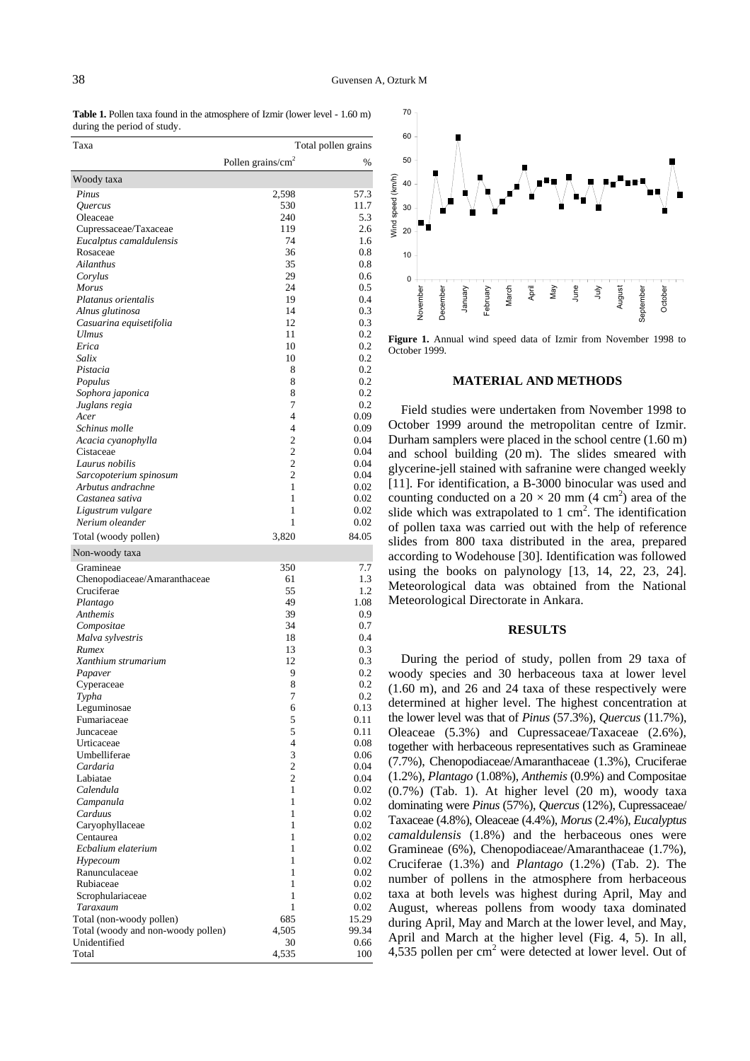**Table 1.** Pollen taxa found in the atmosphere of Izmir (lower level - 1.60 m) during the period of study.

| Taxa | Total pollen grains | |
|---|---|---|
| | Pollen grains/cm$^2$ | % |
| **Woody taxa** | | |
| *Pinus* | 2,598 | 57.3 |
| *Quercus* | 530 | 11.7 |
| Oleaceae | 240 | 5.3 |
| Cupressaceae/Taxaceae | 119 | 2.6 |
| *Eucalptus camaldulensis* | 74 | 1.6 |
| Rosaceae | 36 | 0.8 |
| *Ailanthus* | 35 | 0.8 |
| *Corylus* | 29 | 0.6 |
| *Morus* | 24 | 0.5 |
| *Platanus orientalis* | 19 | 0.4 |
| *Alnus glutinosa* | 14 | 0.3 |
| *Casuarina equisetifolia* | 12 | 0.3 |
| *Ulmus* | 11 | 0.2 |
| *Erica* | 10 | 0.2 |
| *Salix* | 10 | 0.2 |
| *Pistacia* | 8 | 0.2 |
| *Populus* | 8 | 0.2 |
| *Sophora japonica* | 8 | 0.2 |
| *Juglans regia* | 7 | 0.2 |
| *Acer* | 4 | 0.09 |
| *Schinus molle* | 4 | 0.09 |
| *Acacia cyanophylla* | 2 | 0.04 |
| Cistaceae | 2 | 0.04 |
| *Laurus nobilis* | 2 | 0.04 |
| *Sarcopoterium spinosum* | 2 | 0.04 |
| *Arbutus andrachne* | 1 | 0.02 |
| *Castanea sativa* | 1 | 0.02 |
| *Ligustrum vulgare* | 1 | 0.02 |
| *Nerium oleander* | 1 | 0.02 |
| Total (woody pollen) | 3,820 | 84.05 |
| **Non-woody taxa** | | |
| Gramineae | 350 | 7.7 |
| Chenopodiaceae/Amaranthaceae | 61 | 1.3 |
| Cruciferae | 55 | 1.2 |
| *Plantago* | 49 | 1.08 |
| *Anthemis* | 39 | 0.9 |
| *Compositae* | 34 | 0.7 |
| *Malva sylvestris* | 18 | 0.4 |
| *Rumex* | 13 | 0.3 |
| *Xanthium strumarium* | 12 | 0.3 |
| *Papaver* | 9 | 0.2 |
| Cyperaceae | 8 | 0.2 |
| *Typha* | 7 | 0.2 |
| Leguminosae | 6 | 0.13 |
| Fumariaceae | 5 | 0.11 |
| Juncaceae | 5 | 0.11 |
| Urticaceae | 4 | 0.08 |
| Umbelliferae | 3 | 0.06 |
| *Cardaria* | 2 | 0.04 |
| Labiatae | 2 | 0.04 |
| *Calendula* | 1 | 0.02 |
| *Campanula* | 1 | 0.02 |
| *Carduus* | 1 | 0.02 |
| Caryophyllaceae | 1 | 0.02 |
| Centaurea | 1 | 0.02 |
| *Ecbalium elaterium* | 1 | 0.02 |
| *Hypecoum* | 1 | 0.02 |
| Ranunculaceae | 1 | 0.02 |
| Rubiaceae | 1 | 0.02 |
| Scrophulariaceae | 1 | 0.02 |
| *Taraxaum* | 1 | 0.02 |
| Total (non-woody pollen) | 685 | 15.29 |
| Total (woody and non-woody pollen) | 4,505 | 99.34 |
| Unidentified | 30 | 0.66 |
| Total | 4,535 | 100 |

**Figure 1.** Annual wind speed data of Izmir from November 1998 to October 1999.

## MATERIAL AND METHODS

Field studies were undertaken from November 1998 to October 1999 around the metropolitan centre of Izmir. Durham samplers were placed in the school centre (1.60 m) and school building (20 m). The slides smeared with glycerine-jell stained with safranine were changed weekly [11]. For identification, a B-3000 binocular was used and counting conducted on a $20 \times 20$ mm (4 cm$^2$) area of the slide which was extrapolated to 1 cm$^2$. The identification of pollen taxa was carried out with the help of reference slides from 800 taxa distributed in the area, prepared according to Wodehouse [30]. Identification was followed using the books on palynology [13, 14, 22, 23, 24]. Meteorological data was obtained from the National Meteorological Directorate in Ankara.

## RESULTS

During the period of study, pollen from 29 taxa of woody species and 30 herbaceous taxa at lower level (1.60 m), and 26 and 24 taxa of these respectively were determined at higher level. The highest concentration at the lower level was that of *Pinus* (57.3%), *Quercus* (11.7%), Oleaceae (5.3%) and Cupressaceae/Taxaceae (2.6%), together with herbaceous representatives such as Gramineae (7.7%), Chenopodiaceae/Amaranthaceae (1.3%), Cruciferae (1.2%), *Plantago* (1.08%), *Anthemis* (0.9%) and Compositae (0.7%) (Tab. 1). At higher level (20 m), woody taxa dominating were *Pinus* (57%), *Quercus* (12%), Cupressaceae/Taxaceae (4.8%), Oleaceae (4.4%), *Morus* (2.4%), *Eucalyptus camaldulensis* (1.8%) and the herbaceous ones were Gramineae (6%), Chenopodiaceae/Amaranthaceae (1.7%), Cruciferae (1.3%) and *Plantago* (1.2%) (Tab. 2). The number of pollens in the atmosphere from herbaceous taxa at both levels was highest during April, May and August, whereas pollens from woody taxa dominated during April, May and March at the lower level, and May, April and March at the higher level (Fig. 4, 5). In all, 4,535 pollen per cm$^2$ were detected at lower level. Out of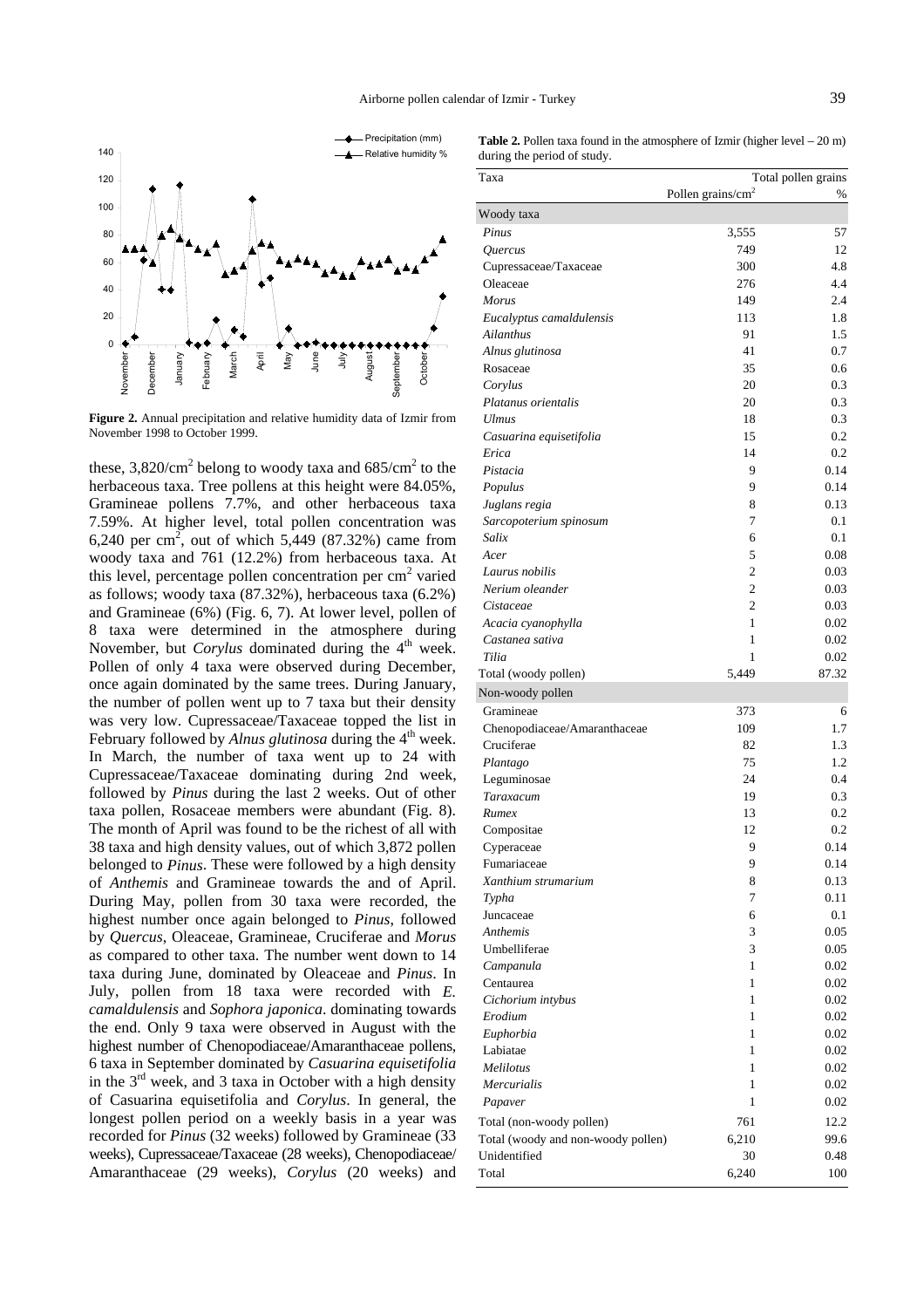**Figure 2.** Annual precipitation and relative humidity data of Izmir from November 1998 to October 1999.

these, 3,820/cm$^2$ belong to woody taxa and 685/cm$^2$ to the herbaceous taxa. Tree pollens at this height were 84.05%, Gramineae pollens 7.7%, and other herbaceous taxa 7.59%. At higher level, total pollen concentration was 6,240 per cm$^2$, out of which 5,449 (87.32%) came from woody taxa and 761 (12.2%) from herbaceous taxa. At this level, percentage pollen concentration per cm$^2$ varied as follows; woody taxa (87.32%), herbaceous taxa (6.2%) and Gramineae (6%) (Fig. 6, 7). At lower level, pollen of 8 taxa were determined in the atmosphere during November, but *Corylus* dominated during the 4$^{th}$ week. Pollen of only 4 taxa were observed during December, once again dominated by the same trees. During January, the number of pollen went up to 7 taxa but their density was very low. Cupressaceae/Taxaceae topped the list in February followed by *Alnus glutinosa* during the 4$^{th}$ week. In March, the number of taxa went up to 24 with Cupressaceae/Taxaceae dominating during 2nd week, followed by *Pinus* during the last 2 weeks. Out of other taxa pollen, Rosaceae members were abundant (Fig. 8). The month of April was found to be the richest of all with 38 taxa and high density values, out of which 3,872 pollen belonged to *Pinus*. These were followed by a high density of *Anthemis* and Gramineae towards the and of April. During May, pollen from 30 taxa were recorded, the highest number once again belonged to *Pinus*, followed by *Quercus*, Oleaceae, Gramineae, Cruciferae and *Morus* as compared to other taxa. The number went down to 14 taxa during June, dominated by Oleaceae and *Pinus*. In July, pollen from 18 taxa were recorded with *E. camaldulensis* and *Sophora japonica*. dominating towards the end. Only 9 taxa were observed in August with the highest number of Chenopodiaceae/Amaranthaceae pollens, 6 taxa in September dominated by *Casuarina equisetifolia* in the 3$^{rd}$ week, and 3 taxa in October with a high density of Casuarina equisetifolia and *Corylus*. In general, the longest pollen period on a weekly basis in a year was recorded for *Pinus* (32 weeks) followed by Gramineae (33 weeks), Cupressaceae/Taxaceae (28 weeks), Chenopodiaceae/ Amaranthaceae (29 weeks), *Corylus* (20 weeks) and

**Table 2.** Pollen taxa found in the atmosphere of Izmir (higher level – 20 m) during the period of study.

| Taxa | Total pollen grains | |
|---|---|---|
| | Pollen grains/cm$^2$ | % |
| **Woody taxa** | | |
| *Pinus* | 3,555 | 57 |
| *Quercus* | 749 | 12 |
| Cupressaceae/Taxaceae | 300 | 4.8 |
| Oleaceae | 276 | 4.4 |
| *Morus* | 149 | 2.4 |
| *Eucalyptus camaldulensis* | 113 | 1.8 |
| *Ailanthus* | 91 | 1.5 |
| *Alnus glutinosa* | 41 | 0.7 |
| Rosaceae | 35 | 0.6 |
| *Corylus* | 20 | 0.3 |
| *Platanus orientalis* | 20 | 0.3 |
| *Ulmus* | 18 | 0.3 |
| *Casuarina equisetifolia* | 15 | 0.2 |
| *Erica* | 14 | 0.2 |
| *Pistacia* | 9 | 0.14 |
| *Populus* | 9 | 0.14 |
| *Juglans regia* | 8 | 0.13 |
| *Sarcopoterium spinosum* | 7 | 0.1 |
| *Salix* | 6 | 0.1 |
| *Acer* | 5 | 0.08 |
| *Laurus nobilis* | 2 | 0.03 |
| *Nerium oleander* | 2 | 0.03 |
| *Cistaceae* | 2 | 0.03 |
| *Acacia cyanophylla* | 1 | 0.02 |
| *Castanea sativa* | 1 | 0.02 |
| *Tilia* | 1 | 0.02 |
| Total (woody pollen) | 5,449 | 87.32 |
| **Non-woody pollen** | | |
| Gramineae | 373 | 6 |
| Chenopodiaceae/Amaranthaceae | 109 | 1.7 |
| Cruciferae | 82 | 1.3 |
| *Plantago* | 75 | 1.2 |
| Leguminosae | 24 | 0.4 |
| *Taraxacum* | 19 | 0.3 |
| *Rumex* | 13 | 0.2 |
| Compositae | 12 | 0.2 |
| Cyperaceae | 9 | 0.14 |
| Fumariaceae | 9 | 0.14 |
| *Xanthium strumarium* | 8 | 0.13 |
| *Typha* | 7 | 0.11 |
| Juncaceae | 6 | 0.1 |
| *Anthemis* | 3 | 0.05 |
| Umbelliferae | 3 | 0.05 |
| *Campanula* | 1 | 0.02 |
| Centaurea | 1 | 0.02 |
| *Cichorium intybus* | 1 | 0.02 |
| *Erodium* | 1 | 0.02 |
| *Euphorbia* | 1 | 0.02 |
| Labiatae | 1 | 0.02 |
| *Melilotus* | 1 | 0.02 |
| *Mercurialis* | 1 | 0.02 |
| *Papaver* | 1 | 0.02 |
| Total (non-woody pollen) | 761 | 12.2 |
| Total (woody and non-woody pollen) | 6,210 | 99.6 |
| Unidentified | 30 | 0.48 |
| Total | 6,240 | 100 |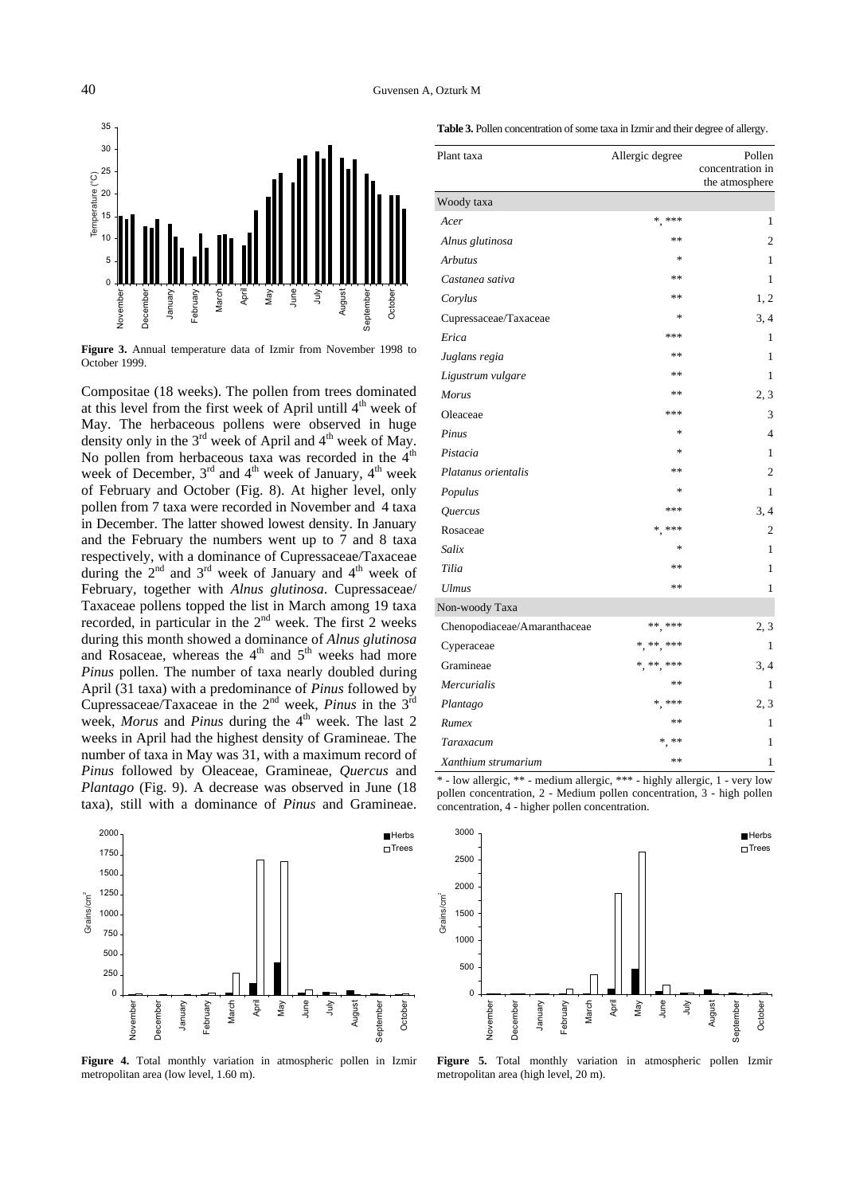**Figure 3.** Annual temperature data of Izmir from November 1998 to October 1999.

Compositae (18 weeks). The pollen from trees dominated at this level from the first week of April untill 4th week of May. The herbaceous pollens were observed in huge density only in the 3rd week of April and 4th week of May. No pollen from herbaceous taxa was recorded in the 4th week of December, 3rd and 4th week of January, 4th week of February and October (Fig. 8). At higher level, only pollen from 7 taxa were recorded in November and 4 taxa in December. The latter showed lowest density. In January and the February the numbers went up to 7 and 8 taxa respectively, with a dominance of Cupressaceae/Taxaceae during the 2nd and 3rd week of January and 4th week of February, together with *Alnus glutinosa*. Cupressaceae/Taxaceae pollens topped the list in March among 19 taxa recorded, in particular in the 2nd week. The first 2 weeks during this month showed a dominance of *Alnus glutinosa* and Rosaceae, whereas the 4th and 5th weeks had more *Pinus* pollen. The number of taxa nearly doubled during April (31 taxa) with a predominance of *Pinus* followed by Cupressaceae/Taxaceae in the 2nd week, *Pinus* in the 3rd week, *Morus* and *Pinus* during the 4th week. The last 2 weeks in April had the highest density of Gramineae. The number of taxa in May was 31, with a maximum record of *Pinus* followed by Oleaceae, Gramineae, *Quercus* and *Plantago* (Fig. 9). A decrease was observed in June (18 taxa), still with a dominance of *Pinus* and Gramineae.

**Figure 4.** Total monthly variation in atmospheric pollen in Izmir metropolitan area (low level, 1.60 m).

**Table 3.** Pollen concentration of some taxa in Izmir and their degree of allergy.

| Plant taxa | Allergic degree | Pollen concentration in the atmosphere |
|---|---|---|
| **Woody taxa** | | |
| *Acer* | *, *** | 1 |
| *Alnus glutinosa* | ** | 2 |
| *Arbutus* | * | 1 |
| *Castanea sativa* | ** | 1 |
| *Corylus* | ** | 1, 2 |
| Cupressaceae/Taxaceae | * | 3, 4 |
| *Erica* | *** | 1 |
| *Juglans regia* | ** | 1 |
| *Ligustrum vulgare* | ** | 1 |
| *Morus* | ** | 2, 3 |
| Oleaceae | *** | 3 |
| *Pinus* | * | 4 |
| *Pistacia* | * | 1 |
| *Platanus orientalis* | ** | 2 |
| *Populus* | * | 1 |
| *Quercus* | *** | 3, 4 |
| Rosaceae | *, *** | 2 |
| *Salix* | * | 1 |
| *Tilia* | ** | 1 |
| *Ulmus* | ** | 1 |
| **Non-woody Taxa** | | |
| Chenopodiaceae/Amaranthaceae | **, *** | 2, 3 |
| Cyperaceae | *, **, *** | 1 |
| Gramineae | *, **, *** | 3, 4 |
| *Mercurialis* | ** | 1 |
| *Plantago* | *, *** | 2, 3 |
| *Rumex* | ** | 1 |
| *Taraxacum* | *, ** | 1 |
| *Xanthium strumarium* | ** | 1 |

* - low allergic, ** - medium allergic, *** - highly allergic, 1 - very low pollen concentration, 2 - Medium pollen concentration, 3 - high pollen concentration, 4 - higher pollen concentration.

**Figure 5.** Total monthly variation in atmospheric pollen Izmir metropolitan area (high level, 20 m).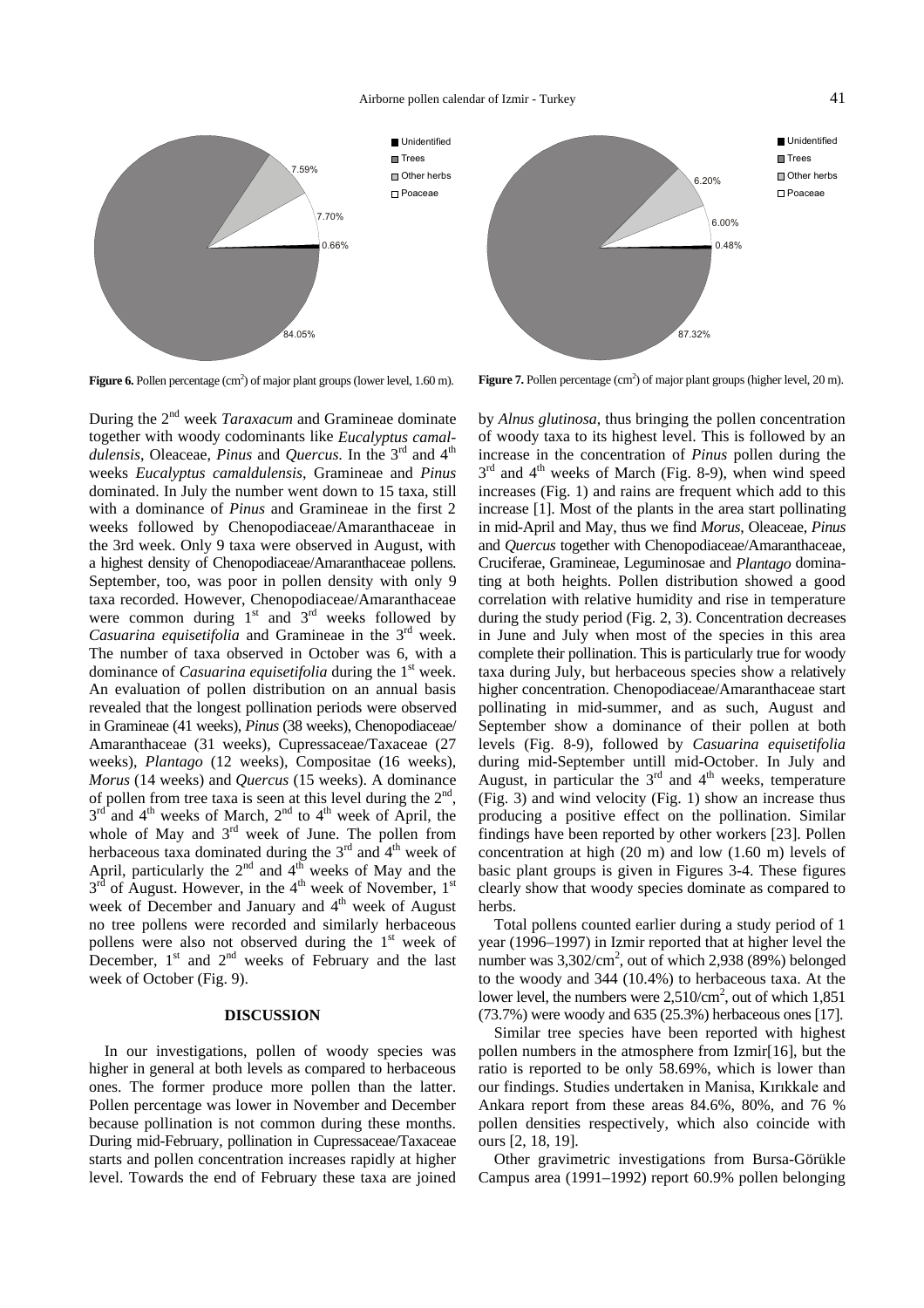Figure 6. Pollen percentage ($cm^2$) of major plant groups (lower level, 1.60 m).

Figure 7. Pollen percentage ($cm^2$) of major plant groups (higher level, 20 m).

During the 2nd week *Taraxacum* and Gramineae dominate together with woody codominants like *Eucalyptus camaldulensis*, Oleaceae, *Pinus* and *Quercus*. In the 3rd and 4th weeks *Eucalyptus camaldulensis*, Gramineae and *Pinus* dominated. In July the number went down to 15 taxa, still with a dominance of *Pinus* and Gramineae in the first 2 weeks followed by Chenopodiaceae/Amaranthaceae in the 3rd week. Only 9 taxa were observed in August, with a highest density of Chenopodiaceae/Amaranthaceae pollens. September, too, was poor in pollen density with only 9 taxa recorded. However, Chenopodiaceae/Amaranthaceae were common during 1st and 3rd weeks followed by *Casuarina equisetifolia* and Gramineae in the 3rd week. The number of taxa observed in October was 6, with a dominance of *Casuarina equisetifolia* during the 1st week. An evaluation of pollen distribution on an annual basis revealed that the longest pollination periods were observed in Gramineae (41 weeks), *Pinus* (38 weeks), Chenopodiaceae/Amaranthaceae (31 weeks), Cupressaceae/Taxaceae (27 weeks), *Plantago* (12 weeks), Compositae (16 weeks), *Morus* (14 weeks) and *Quercus* (15 weeks). A dominance of pollen from tree taxa is seen at this level during the 2nd, 3rd and 4th weeks of March, 2nd to 4th week of April, the whole of May and 3rd week of June. The pollen from herbaceous taxa dominated during the 3rd and 4th week of April, particularly the 2nd and 4th weeks of May and the 3rd of August. However, in the 4th week of November, 1st week of December and January and 4th week of August no tree pollens were recorded and similarly herbaceous pollens were also not observed during the 1st week of December, 1st and 2nd weeks of February and the last week of October (Fig. 9).

## DISCUSSION

In our investigations, pollen of woody species was higher in general at both levels as compared to herbaceous ones. The former produce more pollen than the latter. Pollen percentage was lower in November and December because pollination is not common during these months. During mid-February, pollination in Cupressaceae/Taxaceae starts and pollen concentration increases rapidly at higher level. Towards the end of February these taxa are joined by *Alnus glutinosa*, thus bringing the pollen concentration of woody taxa to its highest level. This is followed by an increase in the concentration of *Pinus* pollen during the 3rd and 4th weeks of March (Fig. 8-9), when wind speed increases (Fig. 1) and rains are frequent which add to this increase [1]. Most of the plants in the area start pollinating in mid-April and May, thus we find *Morus*, Oleaceae, *Pinus* and *Quercus* together with Chenopodiaceae/Amaranthaceae, Cruciferae, Gramineae, Leguminosae and *Plantago* dominating at both heights. Pollen distribution showed a good correlation with relative humidity and rise in temperature during the study period (Fig. 2, 3). Concentration decreases in June and July when most of the species in this area complete their pollination. This is particularly true for woody taxa during July, but herbaceous species show a relatively higher concentration. Chenopodiaceae/Amaranthaceae start pollinating in mid-summer, and as such, August and September show a dominance of their pollen at both levels (Fig. 8-9), followed by *Casuarina equisetifolia* during mid-September untill mid-October. In July and August, in particular the 3rd and 4th weeks, temperature (Fig. 3) and wind velocity (Fig. 1) show an increase thus producing a positive effect on the pollination. Similar findings have been reported by other workers [23]. Pollen concentration at high (20 m) and low (1.60 m) levels of basic plant groups is given in Figures 3-4. These figures clearly show that woody species dominate as compared to herbs.

Total pollens counted earlier during a study period of 1 year (1996–1997) in Izmir reported that at higher level the number was $3{,}302/cm^2$, out of which 2,938 (89%) belonged to the woody and 344 (10.4%) to herbaceous taxa. At the lower level, the numbers were $2{,}510/cm^2$, out of which 1,851 (73.7%) were woody and 635 (25.3%) herbaceous ones [17].

Similar tree species have been reported with highest pollen numbers in the atmosphere from Izmir[16], but the ratio is reported to be only 58.69%, which is lower than our findings. Studies undertaken in Manisa, Kırıkkale and Ankara report from these areas 84.6%, 80%, and 76 % pollen densities respectively, which also coincide with ours [2, 18, 19].

Other gravimetric investigations from Bursa-Görükle Campus area (1991–1992) report 60.9% pollen belonging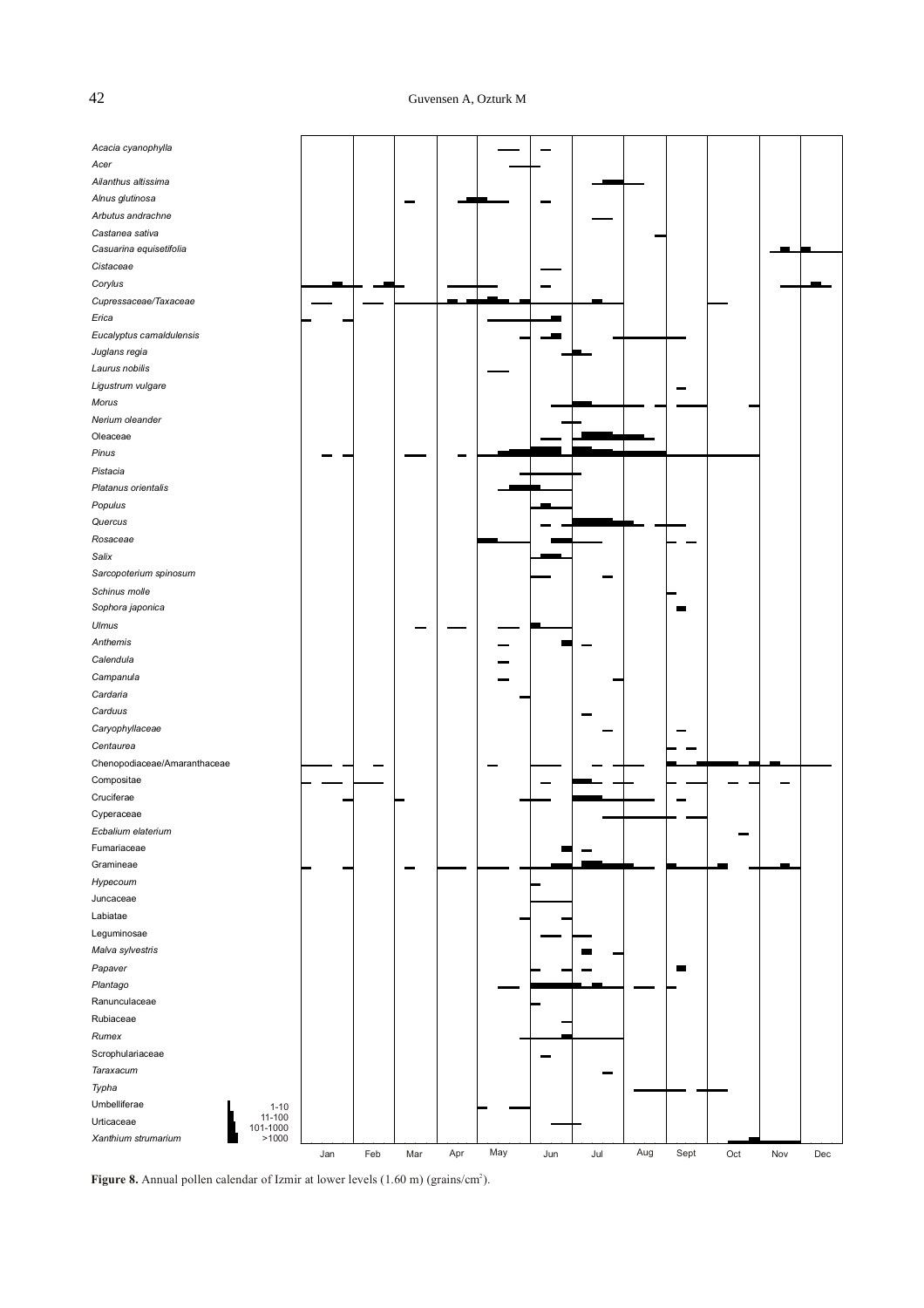Acacia cyanophylla
Acer
Ailanthus altissima
Alnus glutinosa
Arbutus andrachne
Castanea sativa
Casuarina equisetifolia
Cistaceae
Corylus
Cupressaceae/Taxaceae
Erica
Eucalyptus camaldulensis
Juglans regia
Laurus nobilis
Ligustrum vulgare
Morus
Nerium oleander
Oleaceae
Pinus
Pistacia
Platanus orientalis
Populus
Quercus
Rosaceae
Salix
Sarcopoterium spinosum
Schinus molle
Sophora japonica
Ulmus
Anthemis
Calendula
Campanula
Cardaria
Carduus
Caryophyllaceae
Centaurea
Chenopodiaceae/Amaranthaceae
Compositae
Cruciferae
Cyperaceae
Ecbalium elaterium
Fumariaceae
Gramineae
Hypecoum
Juncaceae
Labiatae
Leguminosae
Malva sylvestris
Papaver
Plantago
Ranunculaceae
Rubiaceae
Rumex
Scrophulariaceae
Taraxacum
Typha
Umbelliferae
Urticaceae
Xanthium strumarium

Legend: 1-10, 11-100, 101-1000, >1000

Jan Feb Mar Apr May Jun Jul Aug Sept Oct Nov Dec

**Figure 8.** Annual pollen calendar of Izmir at lower levels (1.60 m) (grains/cm²).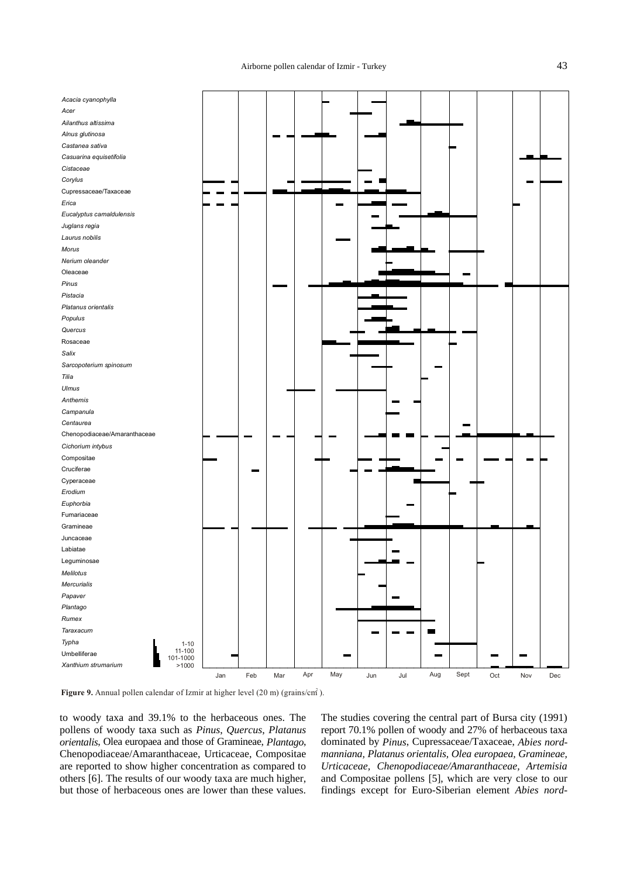**Figure 9.** Annual pollen calendar of Izmir at higher level (20 m) (grains/cm$^2$ ).

to woody taxa and 39.1% to the herbaceous ones. The pollens of woody taxa such as *Pinus*, *Quercus*, *Platanus orientalis*, Olea europaea and those of Gramineae, *Plantago*, Chenopodiaceae/Amaranthaceae, Urticaceae, Compositae are reported to show higher concentration as compared to others [6]. The results of our woody taxa are much higher, but those of herbaceous ones are lower than these values.

The studies covering the central part of Bursa city (1991) report 70.1% pollen of woody and 27% of herbaceous taxa dominated by *Pinus*, Cupressaceae/Taxaceae, *Abies nordmanniana, Platanus orientalis, Olea europaea, Gramineae, Urticaceae, Chenopodiaceae/Amaranthaceae, Artemisia* and Compositae pollens [5], which are very close to our findings except for Euro-Siberian element *Abies nord-*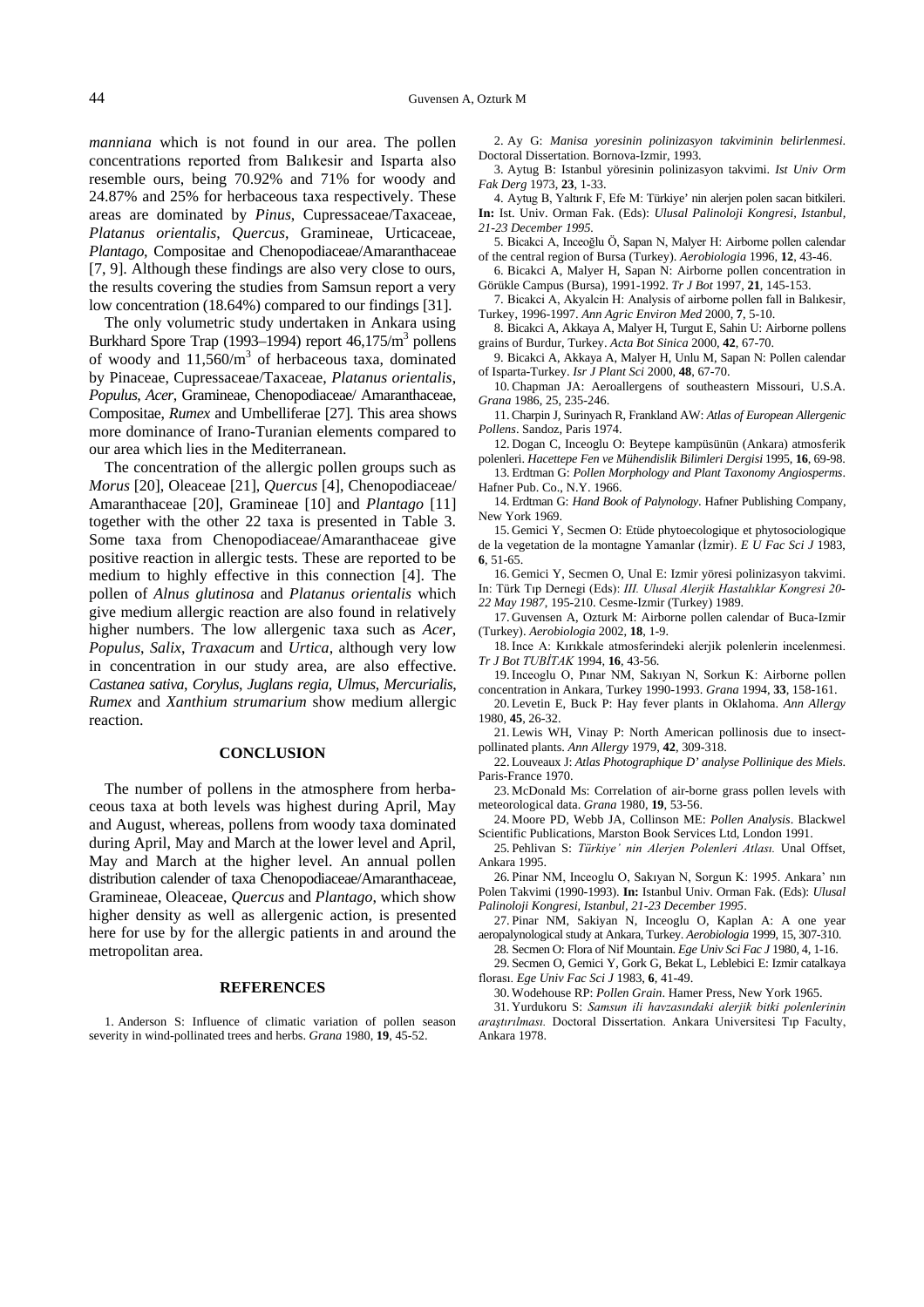*manniana* which is not found in our area. The pollen concentrations reported from Balıkesir and Isparta also resemble ours, being 70.92% and 71% for woody and 24.87% and 25% for herbaceous taxa respectively. These areas are dominated by *Pinus*, Cupressaceae/Taxaceae, *Platanus orientalis*, *Quercus*, Gramineae, Urticaceae, *Plantago*, Compositae and Chenopodiaceae/Amaranthaceae [7, 9]. Although these findings are also very close to ours, the results covering the studies from Samsun report a very low concentration (18.64%) compared to our findings [31].

The only volumetric study undertaken in Ankara using Burkhard Spore Trap (1993–1994) report $46{,}175/m^3$ pollens of woody and $11{,}560/m^3$ of herbaceous taxa, dominated by Pinaceae, Cupressaceae/Taxaceae, *Platanus orientalis*, *Populus*, *Acer*, Gramineae, Chenopodiaceae/ Amaranthaceae, Compositae, *Rumex* and Umbelliferae [27]. This area shows more dominance of Irano-Turanian elements compared to our area which lies in the Mediterranean.

The concentration of the allergic pollen groups such as *Morus* [20], Oleaceae [21], *Quercus* [4], Chenopodiaceae/ Amaranthaceae [20], Gramineae [10] and *Plantago* [11] together with the other 22 taxa is presented in Table 3. Some taxa from Chenopodiaceae/Amaranthaceae give positive reaction in allergic tests. These are reported to be medium to highly effective in this connection [4]. The pollen of *Alnus glutinosa* and *Platanus orientalis* which give medium allergic reaction are also found in relatively higher numbers. The low allergenic taxa such as *Acer*, *Populus*, *Salix*, *Traxacum* and *Urtica*, although very low in concentration in our study area, are also effective. *Castanea sativa*, *Corylus*, *Juglans regia*, *Ulmus*, *Mercurialis*, *Rumex* and *Xanthium strumarium* show medium allergic reaction.

## CONCLUSION

The number of pollens in the atmosphere from herbaceous taxa at both levels was highest during April, May and August, whereas, pollens from woody taxa dominated during April, May and March at the lower level and April, May and March at the higher level. An annual pollen distribution calender of taxa Chenopodiaceae/Amaranthaceae, Gramineae, Oleaceae, *Quercus* and *Plantago*, which show higher density as well as allergenic action, is presented here for use by for the allergic patients in and around the metropolitan area.

## REFERENCES

1. Anderson S: Influence of climatic variation of pollen season severity in wind-pollinated trees and herbs. *Grana* 1980, **19**, 45-52.
2. Ay G: *Manisa yoresinin polinizasyon takviminin belirlenmesi*. Doctoral Dissertation. Bornova-Izmir, 1993.
3. Aytug B: Istanbul yöresinin polinizasyon takvimi. *Ist Univ Orm Fak Derg* 1973, **23**, 1-33.
4. Aytug B, Yaltırık F, Efe M: Türkiye' nin alerjen polen sacan bitkileri. **In:** Ist. Univ. Orman Fak. (Eds): *Ulusal Palinoloji Kongresi, Istanbul, 21-23 December 1995*.
5. Bicakci A, Inceoğlu Ö, Sapan N, Malyer H: Airborne pollen calendar of the central region of Bursa (Turkey). *Aerobiologia* 1996, **12**, 43-46.
6. Bicakci A, Malyer H, Sapan N: Airborne pollen concentration in Görükle Campus (Bursa), 1991-1992. *Tr J Bot* 1997, **21**, 145-153.
7. Bicakci A, Akyalcin H: Analysis of airborne pollen fall in Balıkesir, Turkey, 1996-1997. *Ann Agric Environ Med* 2000, **7**, 5-10.
8. Bicakci A, Akkaya A, Malyer H, Turgut E, Sahin U: Airborne pollens grains of Burdur, Turkey. *Acta Bot Sinica* 2000, **42**, 67-70.
9. Bicakci A, Akkaya A, Malyer H, Unlu M, Sapan N: Pollen calendar of Isparta-Turkey. *Isr J Plant Sci* 2000, **48**, 67-70.
10. Chapman JA: Aeroallergens of southeastern Missouri, U.S.A. *Grana* 1986, 25, 235-246.
11. Charpin J, Surinyach R, Frankland AW: *Atlas of European Allergenic Pollens*. Sandoz, Paris 1974.
12. Dogan C, Inceoglu O: Beytepe kampüsünün (Ankara) atmosferik polenleri. *Hacettepe Fen ve Mühendislik Bilimleri Dergisi* 1995, **16**, 69-98.
13. Erdtman G: *Pollen Morphology and Plant Taxonomy Angiosperms*. Hafner Pub. Co., N.Y. 1966.
14. Erdtman G: *Hand Book of Palynology*. Hafner Publishing Company, New York 1969.
15. Gemici Y, Secmen O: Etüde phytoecologique et phytosociologique de la vegetation de la montagne Yamanlar (İzmir). *E U Fac Sci J* 1983, **6**, 51-65.
16. Gemici Y, Secmen O, Unal E: Izmir yöresi polinizasyon takvimi. In: Türk Tıp Dernegi (Eds): *III. Ulusal Alerjik Hastalıklar Kongresi 20-22 May 1987*, 195-210. Cesme-Izmir (Turkey) 1989.
17. Guvensen A, Ozturk M: Airborne pollen calendar of Buca-Izmir (Turkey). *Aerobiologia* 2002, **18**, 1-9.
18. Ince A: Kırıkkale atmosferindeki alerjik polenlerin incelenmesi. *Tr J Bot TUBİTAK* 1994, **16**, 43-56.
19. Inceoglu O, Pınar NM, Sakıyan N, Sorkun K: Airborne pollen concentration in Ankara, Turkey 1990-1993. *Grana* 1994, **33**, 158-161.
20. Levetin E, Buck P: Hay fever plants in Oklahoma. *Ann Allergy* 1980, **45**, 26-32.
21. Lewis WH, Vinay P: North American pollinosis due to insect-pollinated plants. *Ann Allergy* 1979, **42**, 309-318.
22. Louveaux J: *Atlas Photographique D' analyse Pollinique des Miels*. Paris-France 1970.
23. McDonald Ms: Correlation of air-borne grass pollen levels with meteorological data. *Grana* 1980, **19**, 53-56.
24. Moore PD, Webb JA, Collinson ME: *Pollen Analysis*. Blackwel Scientific Publications, Marston Book Services Ltd, London 1991.
25. Pehlivan S: *Türkiye' nin Alerjen Polenleri Atlası*. Unal Offset, Ankara 1995.
26. Pinar NM, Inceoglu O, Sakıyan N, Sorgun K: 1995. Ankara' nın Polen Takvimi (1990-1993). **In:** Istanbul Univ. Orman Fak. (Eds): *Ulusal Palinoloji Kongresi, Istanbul, 21-23 December 1995*.
27. Pinar NM, Sakiyan N, Inceoglu O, Kaplan A: A one year aeropalynological study at Ankara, Turkey. *Aerobiologia* 1999, 15, 307-310.
28. Secmen O: Flora of Nif Mountain. *Ege Univ Sci Fac J* 1980, 4, 1-16.
29. Secmen O, Gemici Y, Gork G, Bekat L, Leblebici E: Izmir catalkaya florası. *Ege Univ Fac Sci J* 1983, **6**, 41-49.
30. Wodehouse RP: *Pollen Grain*. Hamer Press, New York 1965.
31. Yurdukoru S: *Samsun ili havzasındaki alerjik bitki polenlerinin araştırılması*. Doctoral Dissertation. Ankara Universitesi Tıp Faculty, Ankara 1978.